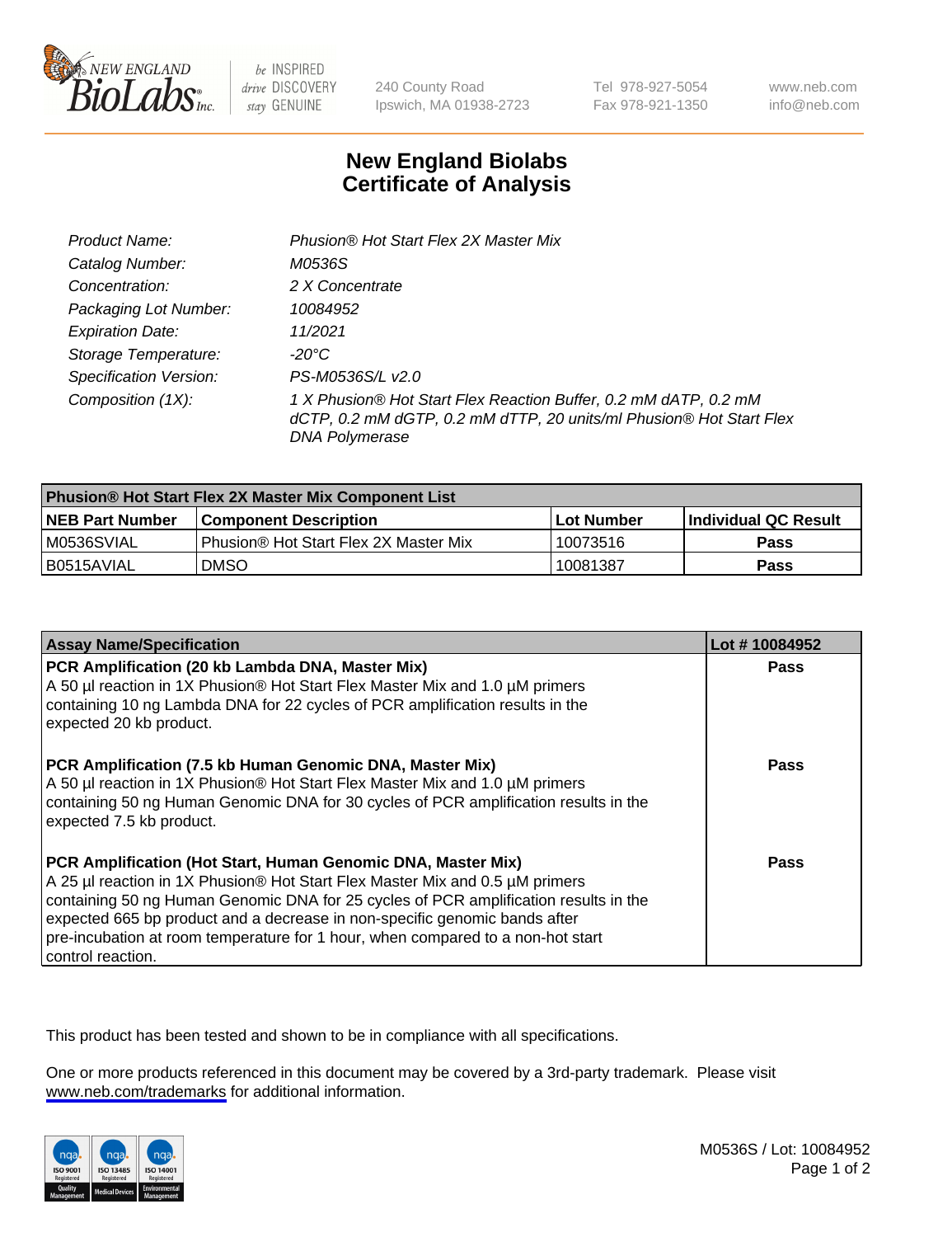# New England Biolabs Certificate of Analysis

| | |
|---|---|
| *Product Name:* | *Phusion® Hot Start Flex 2X Master Mix* |
| *Catalog Number:* | *M0536S* |
| *Concentration:* | *2 X Concentrate* |
| *Packaging Lot Number:* | *10084952* |
| *Expiration Date:* | *11/2021* |
| *Storage Temperature:* | *-20°C* |
| *Specification Version:* | *PS-M0536S/L v2.0* |
| *Composition (1X):* | *1 X Phusion® Hot Start Flex Reaction Buffer, 0.2 mM dATP, 0.2 mM dCTP, 0.2 mM dGTP, 0.2 mM dTTP, 20 units/ml Phusion® Hot Start Flex DNA Polymerase* |

| **Phusion® Hot Start Flex 2X Master Mix Component List** | | | |
|---|---|---|---|
| **NEB Part Number** | **Component Description** | **Lot Number** | **Individual QC Result** |
| M0536SVIAL | Phusion® Hot Start Flex 2X Master Mix | 10073516 | **Pass** |
| B0515AVIAL | DMSO | 10081387 | **Pass** |

| **Assay Name/Specification** | **Lot # 10084952** |
|---|---|
| **PCR Amplification (20 kb Lambda DNA, Master Mix)** A 50 µl reaction in 1X Phusion® Hot Start Flex Master Mix and 1.0 µM primers containing 10 ng Lambda DNA for 22 cycles of PCR amplification results in the expected 20 kb product. | **Pass** |
| **PCR Amplification (7.5 kb Human Genomic DNA, Master Mix)** A 50 µl reaction in 1X Phusion® Hot Start Flex Master Mix and 1.0 µM primers containing 50 ng Human Genomic DNA for 30 cycles of PCR amplification results in the expected 7.5 kb product. | **Pass** |
| **PCR Amplification (Hot Start, Human Genomic DNA, Master Mix)** A 25 µl reaction in 1X Phusion® Hot Start Flex Master Mix and 0.5 µM primers containing 50 ng Human Genomic DNA for 25 cycles of PCR amplification results in the expected 665 bp product and a decrease in non-specific genomic bands after pre-incubation at room temperature for 1 hour, when compared to a non-hot start control reaction. | **Pass** |

This product has been tested and shown to be in compliance with all specifications.

One or more products referenced in this document may be covered by a 3rd-party trademark. Please visit www.neb.com/trademarks for additional information.

M0536S / Lot: 10084952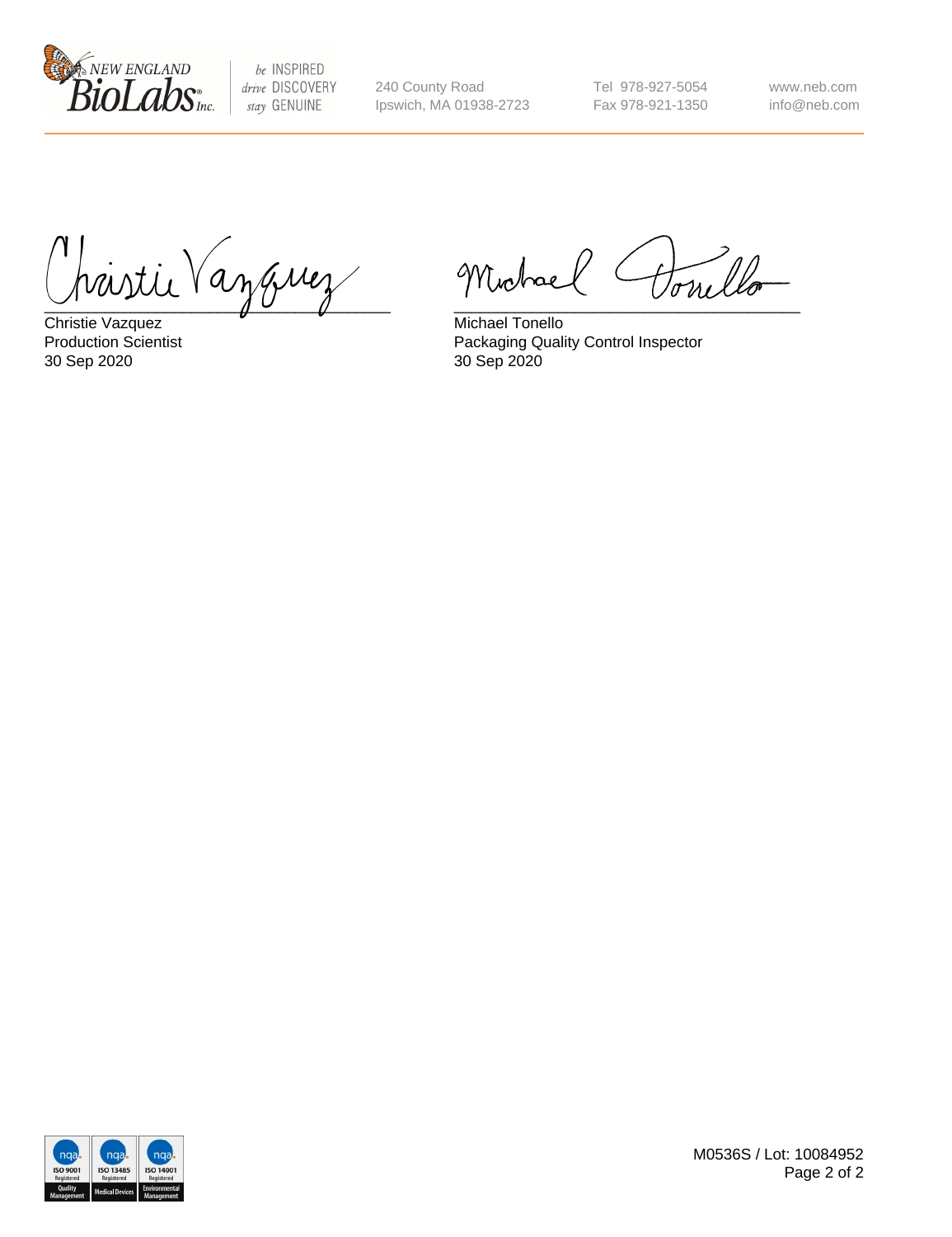Christie Vazquez
Production Scientist
30 Sep 2020

Michael Tonello
Packaging Quality Control Inspector
30 Sep 2020